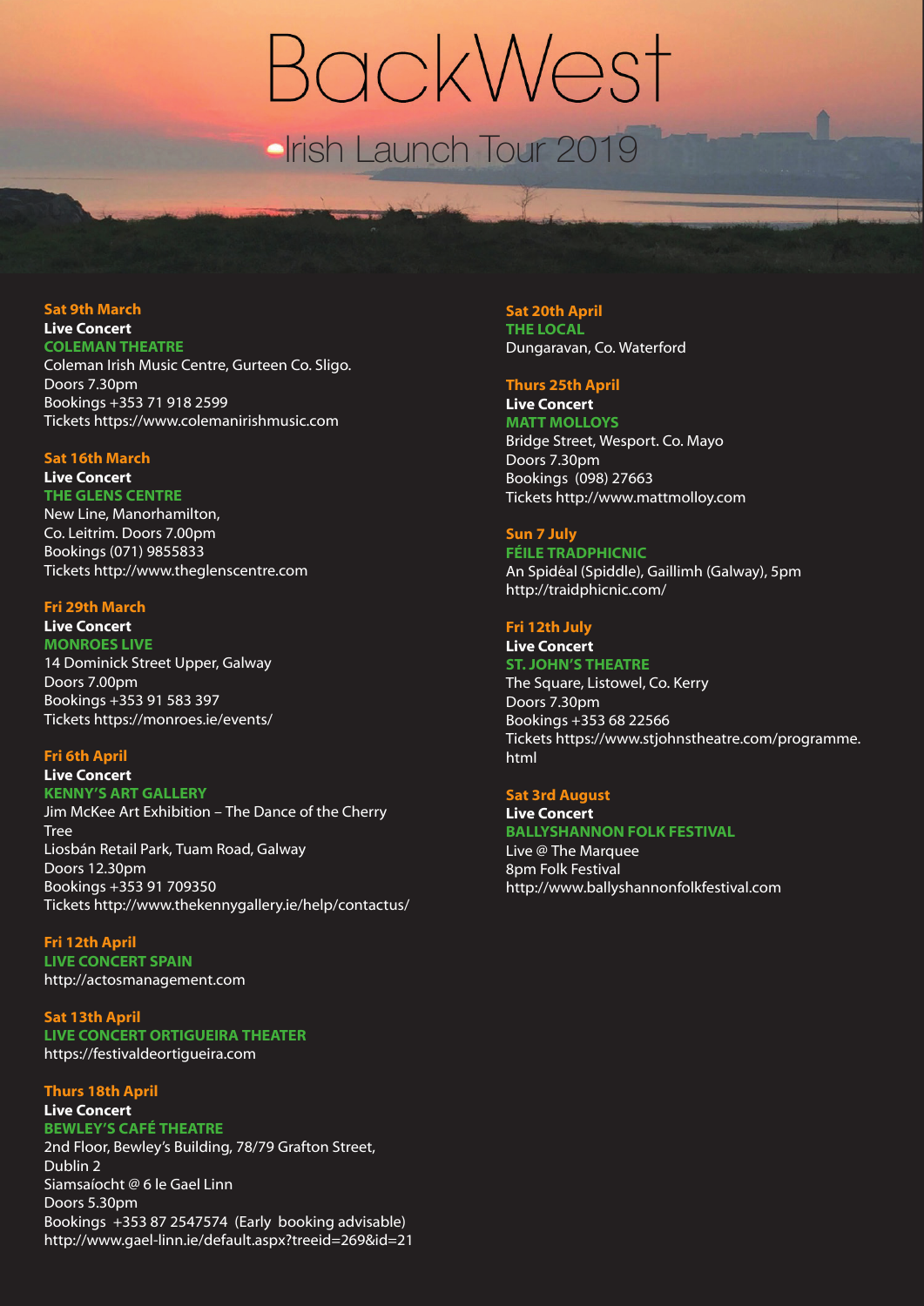# BackWest

## Irish Launch Tour 2019

**Sat 9th March**
**Live Concert**
**COLEMAN THEATRE**
Coleman Irish Music Centre, Gurteen Co. Sligo.
Doors 7.30pm
Bookings +353 71 918 2599
Tickets https://www.colemanirishmusic.com

**Sat 16th March**
**Live Concert**
**THE GLENS CENTRE**
New Line, Manorhamilton,
Co. Leitrim. Doors 7.00pm
Bookings (071) 9855833
Tickets http://www.theglenscentre.com

**Fri 29th March**
**Live Concert**
**MONROES LIVE**
14 Dominick Street Upper, Galway
Doors 7.00pm
Bookings +353 91 583 397
Tickets https://monroes.ie/events/

**Fri 6th April**
**Live Concert**
**KENNY'S ART GALLERY**
Jim McKee Art Exhibition – The Dance of the Cherry Tree
Liosbán Retail Park, Tuam Road, Galway
Doors 12.30pm
Bookings +353 91 709350
Tickets http://www.thekennygallery.ie/help/contactus/

**Fri 12th April**
**LIVE CONCERT SPAIN**
http://actosmanagement.com

**Sat 13th April**
**LIVE CONCERT ORTIGUEIRA THEATER**
https://festivaldeortigueira.com

**Thurs 18th April**
**Live Concert**
**BEWLEY'S CAFÉ THEATRE**
2nd Floor, Bewley's Building, 78/79 Grafton Street, Dublin 2
Siamsaíocht @ 6 le Gael Linn
Doors 5.30pm
Bookings +353 87 2547574 (Early booking advisable)
http://www.gael-linn.ie/default.aspx?treeid=269&id=21

**Sat 20th April**
**THE LOCAL**
Dungaravan, Co. Waterford

**Thurs 25th April**
**Live Concert**
**MATT MOLLOYS**
Bridge Street, Wesport. Co. Mayo
Doors 7.30pm
Bookings (098) 27663
Tickets http://www.mattmolloy.com

**Sun 7 July**
**FÉILE TRADPHICNIC**
An Spidéal (Spiddle), Gaillimh (Galway), 5pm
http://traidphicnic.com/

**Fri 12th July**
**Live Concert**
**ST. JOHN'S THEATRE**
The Square, Listowel, Co. Kerry
Doors 7.30pm
Bookings +353 68 22566
Tickets https://www.stjohnstheatre.com/programme.html

**Sat 3rd August**
**Live Concert**
**BALLYSHANNON FOLK FESTIVAL**
Live @ The Marquee
8pm Folk Festival
http://www.ballyshannonfolkfestival.com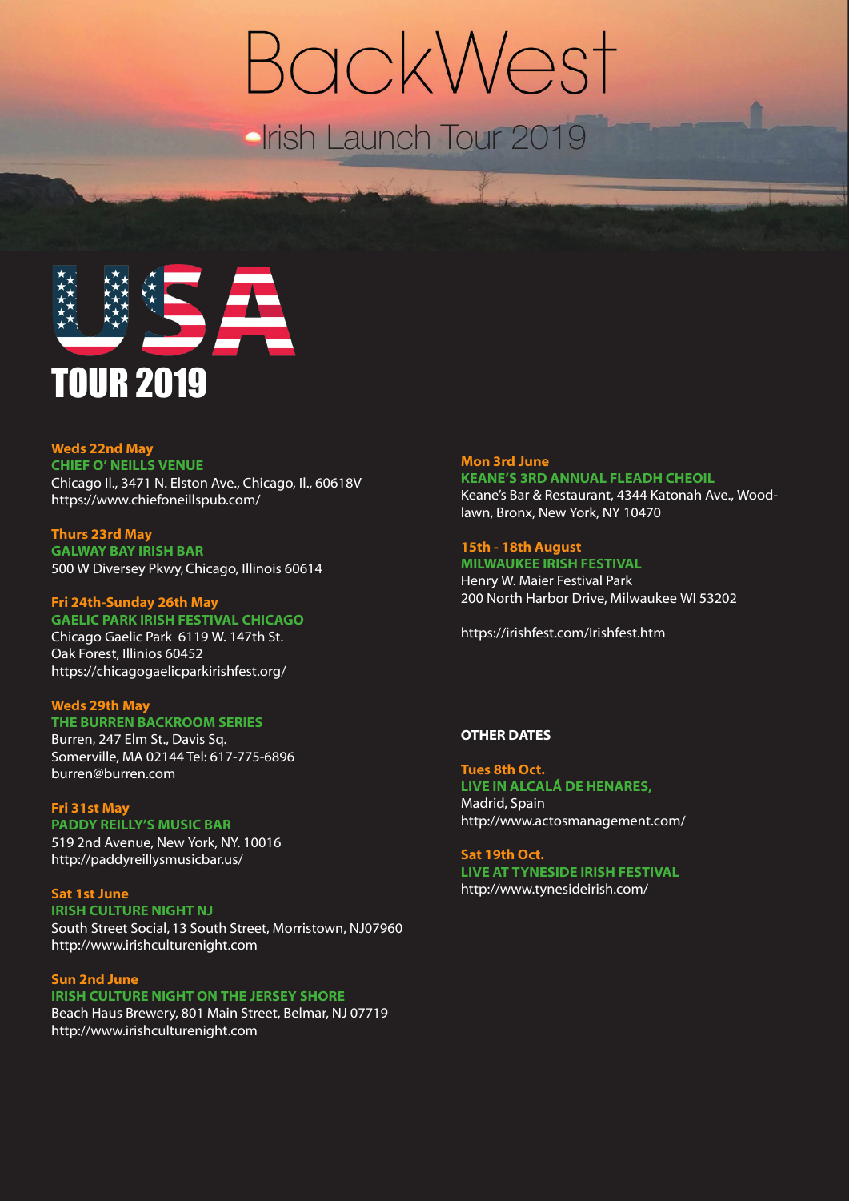# BackWest

## Irish Launch Tour 2019

# USA TOUR 2019

**Weds 22nd May**
**CHIEF O' NEILLS VENUE**
Chicago Il., 3471 N. Elston Ave., Chicago, Il., 60618V
https://www.chiefoneillspub.com/

**Thurs 23rd May**
**GALWAY BAY IRISH BAR**
500 W Diversey Pkwy, Chicago, Illinois 60614

**Fri 24th-Sunday 26th May**
**GAELIC PARK IRISH FESTIVAL CHICAGO**
Chicago Gaelic Park 6119 W. 147th St.
Oak Forest, Illinios 60452
https://chicagogaelicparkirishfest.org/

**Weds 29th May**
**THE BURREN BACKROOM SERIES**
Burren, 247 Elm St., Davis Sq.
Somerville, MA 02144 Tel: 617-775-6896
burren@burren.com

**Fri 31st May**
**PADDY REILLY'S MUSIC BAR**
519 2nd Avenue, New York, NY. 10016
http://paddyreillysmusicbar.us/

**Sat 1st June**
**IRISH CULTURE NIGHT NJ**
South Street Social, 13 South Street, Morristown, NJ07960
http://www.irishculturenight.com

**Sun 2nd June**
**IRISH CULTURE NIGHT ON THE JERSEY SHORE**
Beach Haus Brewery, 801 Main Street, Belmar, NJ 07719
http://www.irishculturenight.com

**Mon 3rd June**
**KEANE'S 3RD ANNUAL FLEADH CHEOIL**
Keane's Bar & Restaurant, 4344 Katonah Ave., Woodlawn, Bronx, New York, NY 10470

**15th - 18th August**
**MILWAUKEE IRISH FESTIVAL**
Henry W. Maier Festival Park
200 North Harbor Drive, Milwaukee WI 53202

https://irishfest.com/Irishfest.htm

**OTHER DATES**

**Tues 8th Oct.**
**LIVE IN ALCALÁ DE HENARES,**
Madrid, Spain
http://www.actosmanagement.com/

**Sat 19th Oct.**
**LIVE AT TYNESIDE IRISH FESTIVAL**
http://www.tynesideirish.com/